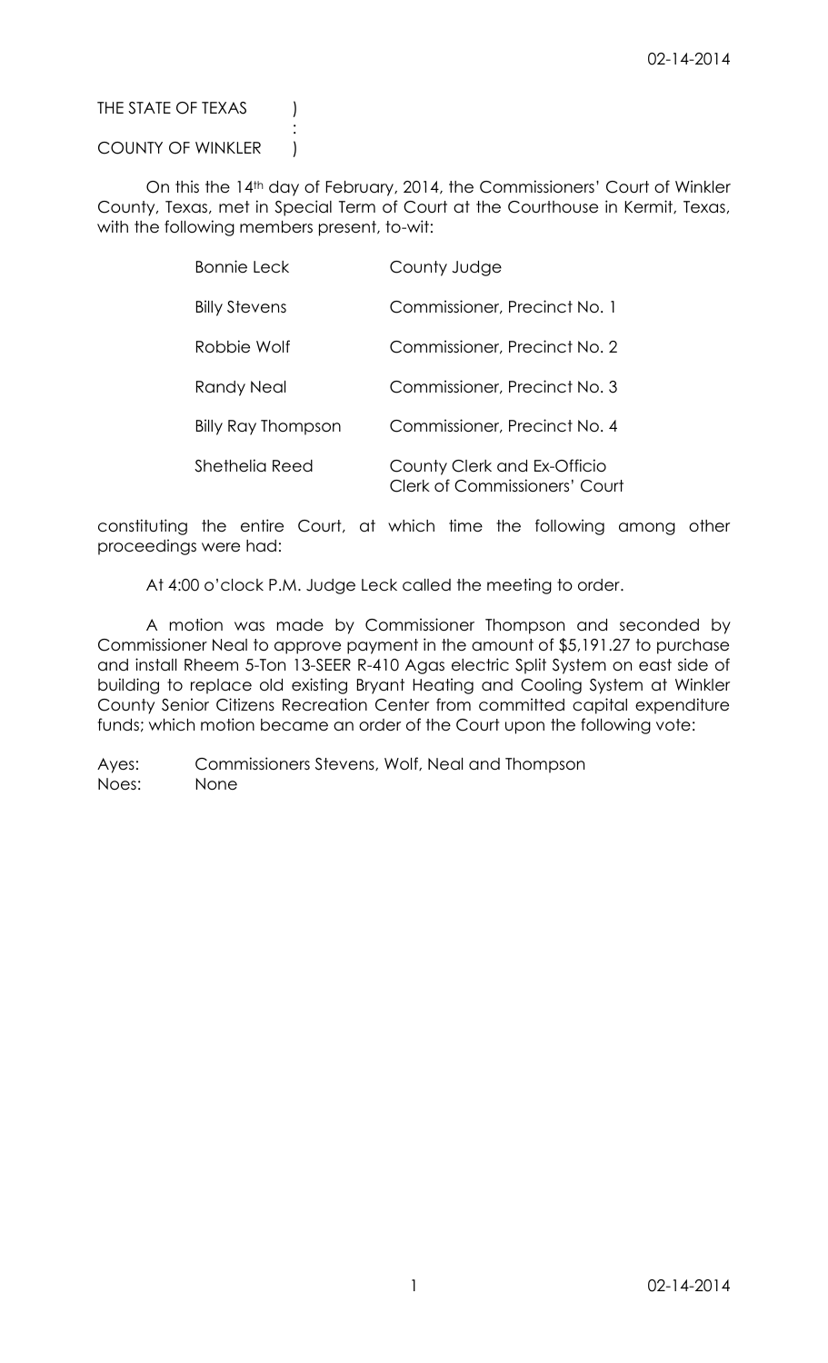THE STATE OF TEXAS )
:
COUNTY OF WINKLER )

On this the 14th day of February, 2014, the Commissioners' Court of Winkler County, Texas, met in Special Term of Court at the Courthouse in Kermit, Texas, with the following members present, to-wit:

| | |
|---|---|
| Bonnie Leck | County Judge |
| Billy Stevens | Commissioner, Precinct No. 1 |
| Robbie Wolf | Commissioner, Precinct No. 2 |
| Randy Neal | Commissioner, Precinct No. 3 |
| Billy Ray Thompson | Commissioner, Precinct No. 4 |
| Shethelia Reed | County Clerk and Ex-Officio Clerk of Commissioners' Court |

constituting the entire Court, at which time the following among other proceedings were had:

At 4:00 o'clock P.M. Judge Leck called the meeting to order.

A motion was made by Commissioner Thompson and seconded by Commissioner Neal to approve payment in the amount of $5,191.27 to purchase and install Rheem 5-Ton 13-SEER R-410 Agas electric Split System on east side of building to replace old existing Bryant Heating and Cooling System at Winkler County Senior Citizens Recreation Center from committed capital expenditure funds; which motion became an order of the Court upon the following vote:

Ayes: Commissioners Stevens, Wolf, Neal and Thompson
Noes: None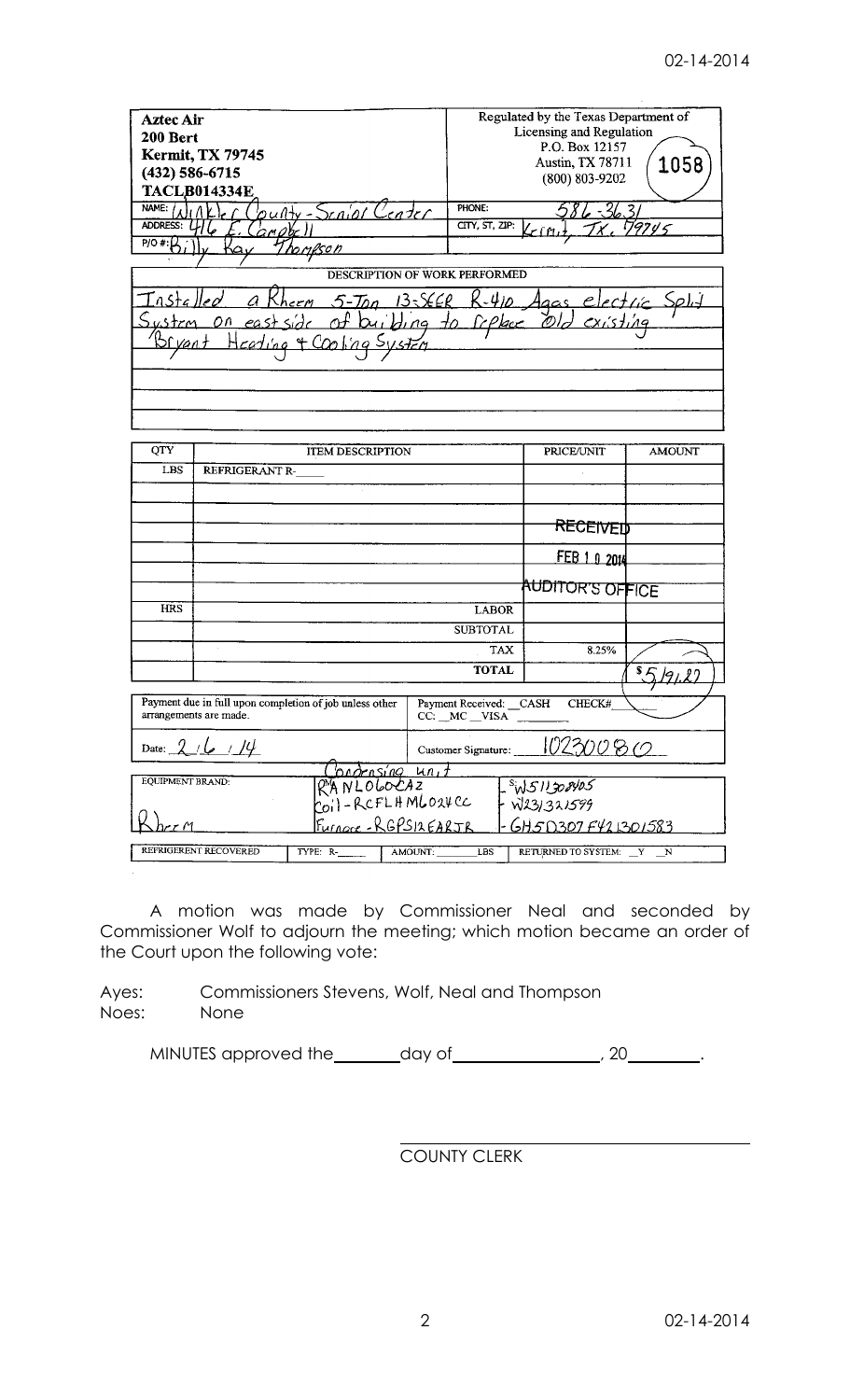| | |
|---|---|
| **Aztec Air**<br>**200 Bert**<br>**Kermit, TX 79745**<br>**(432) 586-6715**<br>**TACLB014334E** | Regulated by the Texas Department of Licensing and Regulation<br>P.O. Box 12157<br>Austin, TX 78711<br>(800) 803-9202<br>1058 |
| NAME: Winkler County - Senior Center | PHONE: 586-3631 |
| ADDRESS: 416 E. Campbell | CITY, ST, ZIP: Kermit, TX. 79745 |
| P/O #: Billy Ray Thompson | |

**DESCRIPTION OF WORK PERFORMED**

Installed a Rheem 5-Ton 13-SEER R-410 Agas electric Split System on east side of building to replace old existing Bryant Heating & Cooling System

| QTY | ITEM DESCRIPTION | | PRICE/UNIT | AMOUNT |
|---|---|---|---|---|
| LBS | REFRIGERANT R-\_\_\_\_ | | | |
| | | | | |
| | | | RECEIVED | |
| | | | FEB 10 2014 | |
| | | | AUDITOR'S OFFICE | |
| HRS | | LABOR | | |
| | | SUBTOTAL | | |
| | | TAX | 8.25% | |
| | | TOTAL | | $5191.87 |

| | |
|---|---|
| Payment due in full upon completion of job unless other arrangements are made. | Payment Received: \_\_CASH CHECK# \_\_\_\_<br>CC: \_\_MC \_\_VISA |
| Date: 2/6/14 | Customer Signature: 10230080 |

| EQUIPMENT BRAND: | | |
|---|---|---|
| Rheem | Condensing unit M/N RANL060CAZ | S/N W511308405 |
| | Coil - RCFLHM6024CC | W231321599 |
| | Furnace - RGPS12EARJR | GH5D307F421301583 |

| REFRIGERENT RECOVERED | TYPE: R-\_\_\_\_ | AMOUNT: \_\_\_\_ LBS | RETURNED TO SYSTEM: \_\_Y \_\_N |
|---|---|---|---|

A motion was made by Commissioner Neal and seconded by Commissioner Wolf to adjourn the meeting; which motion became an order of the Court upon the following vote:

Ayes: Commissioners Stevens, Wolf, Neal and Thompson
Noes: None

MINUTES approved the\_\_\_\_\_\_\_\_day of\_\_\_\_\_\_\_\_\_\_\_\_\_\_\_\_\_\_, 20\_\_\_\_\_\_\_\_.

\_\_\_\_\_\_\_\_\_\_\_\_\_\_\_\_\_\_\_\_\_\_\_\_\_\_\_\_\_\_\_\_\_\_\_\_

COUNTY CLERK